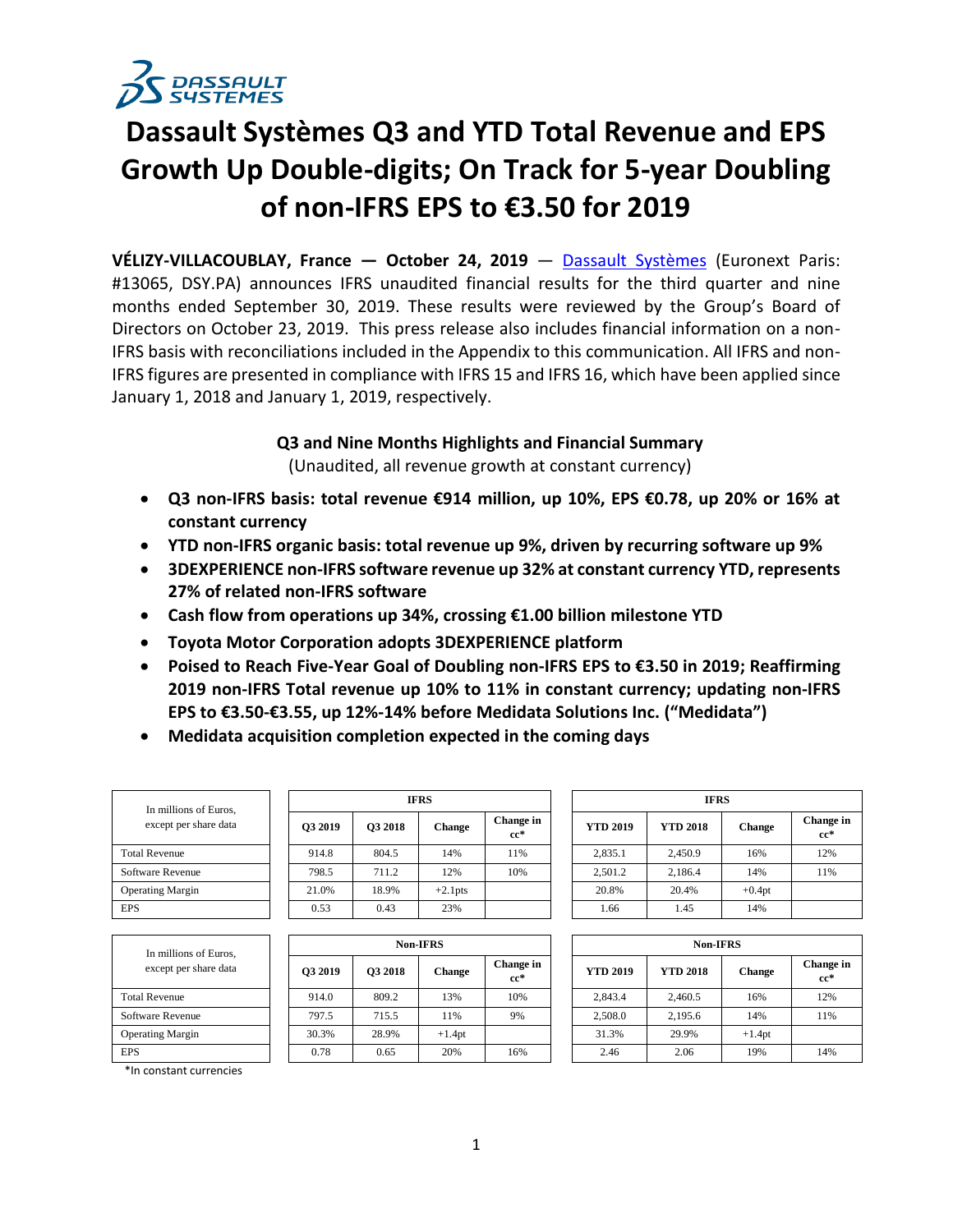# Dassault Systèmes Q3 and YTD Total Revenue and EPS Growth Up Double-digits; On Track for 5-year Doubling of non-IFRS EPS to €3.50 for 2019

**VÉLIZY-VILLACOUBLAY, France — October 24, 2019** — Dassault Systèmes (Euronext Paris: #13065, DSY.PA) announces IFRS unaudited financial results for the third quarter and nine months ended September 30, 2019. These results were reviewed by the Group's Board of Directors on October 23, 2019. This press release also includes financial information on a non-IFRS basis with reconciliations included in the Appendix to this communication. All IFRS and non-IFRS figures are presented in compliance with IFRS 15 and IFRS 16, which have been applied since January 1, 2018 and January 1, 2019, respectively.

**Q3 and Nine Months Highlights and Financial Summary**

(Unaudited, all revenue growth at constant currency)

- **Q3 non-IFRS basis: total revenue €914 million, up 10%, EPS €0.78, up 20% or 16% at constant currency**
- **YTD non-IFRS organic basis: total revenue up 9%, driven by recurring software up 9%**
- **3DEXPERIENCE non-IFRS software revenue up 32% at constant currency YTD, represents 27% of related non-IFRS software**
- **Cash flow from operations up 34%, crossing €1.00 billion milestone YTD**
- **Toyota Motor Corporation adopts 3DEXPERIENCE platform**
- **Poised to Reach Five-Year Goal of Doubling non-IFRS EPS to €3.50 in 2019; Reaffirming 2019 non-IFRS Total revenue up 10% to 11% in constant currency; updating non-IFRS EPS to €3.50-€3.55, up 12%-14% before Medidata Solutions Inc. ("Medidata")**
- **Medidata acquisition completion expected in the coming days**

| In millions of Euros, except per share data | IFRS | | | | IFRS | | | |
|---|---|---|---|---|---|---|---|---|
| | Q3 2019 | Q3 2018 | Change | Change in cc* | YTD 2019 | YTD 2018 | Change | Change in cc* |
| Total Revenue | 914.8 | 804.5 | 14% | 11% | 2,835.1 | 2,450.9 | 16% | 12% |
| Software Revenue | 798.5 | 711.2 | 12% | 10% | 2,501.2 | 2,186.4 | 14% | 11% |
| Operating Margin | 21.0% | 18.9% | +2.1pts | | 20.8% | 20.4% | +0.4pt | |
| EPS | 0.53 | 0.43 | 23% | | 1.66 | 1.45 | 14% | |

| In millions of Euros, except per share data | Non-IFRS | | | | Non-IFRS | | | |
|---|---|---|---|---|---|---|---|---|
| | Q3 2019 | Q3 2018 | Change | Change in cc* | YTD 2019 | YTD 2018 | Change | Change in cc* |
| Total Revenue | 914.0 | 809.2 | 13% | 10% | 2,843.4 | 2,460.5 | 16% | 12% |
| Software Revenue | 797.5 | 715.5 | 11% | 9% | 2,508.0 | 2,195.6 | 14% | 11% |
| Operating Margin | 30.3% | 28.9% | +1.4pt | | 31.3% | 29.9% | +1.4pt | |
| EPS | 0.78 | 0.65 | 20% | 16% | 2.46 | 2.06 | 19% | 14% |

*In constant currencies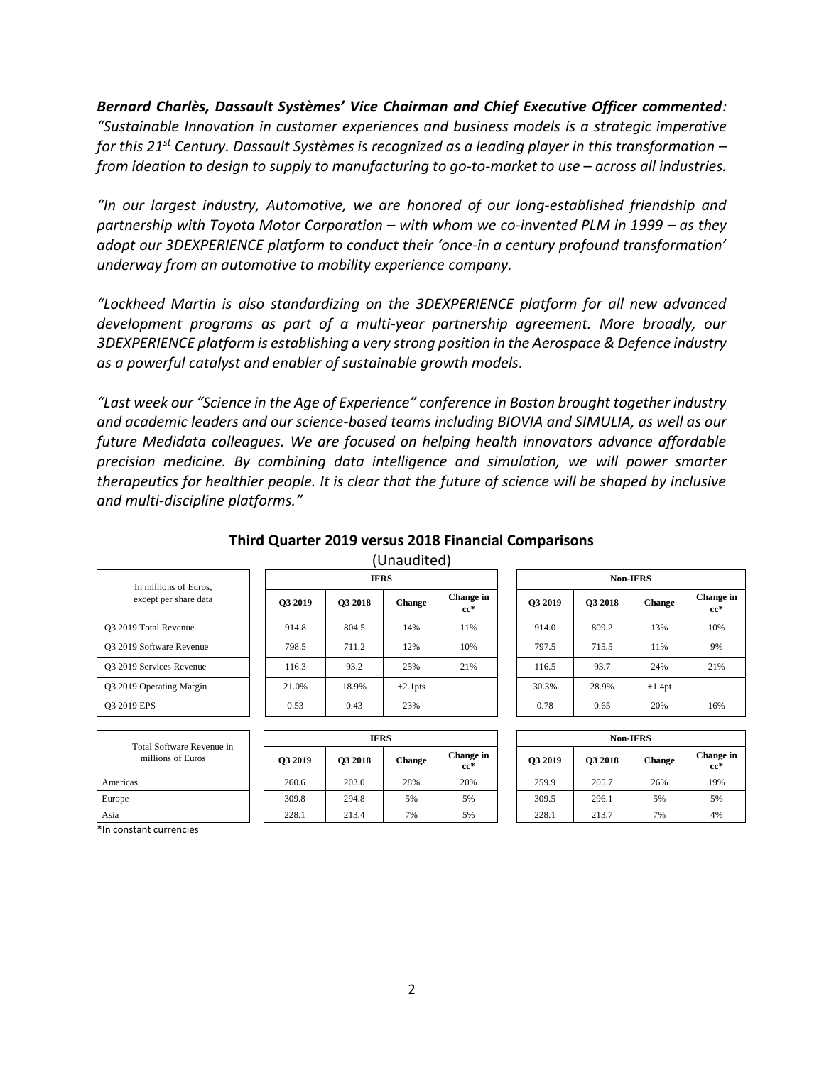***Bernard Charlès, Dassault Systèmes' Vice Chairman and Chief Executive Officer commented**: "Sustainable Innovation in customer experiences and business models is a strategic imperative for this 21st Century. Dassault Systèmes is recognized as a leading player in this transformation – from ideation to design to supply to manufacturing to go-to-market to use – across all industries.*

*"In our largest industry, Automotive, we are honored of our long-established friendship and partnership with Toyota Motor Corporation – with whom we co-invented PLM in 1999 – as they adopt our 3DEXPERIENCE platform to conduct their 'once-in a century profound transformation' underway from an automotive to mobility experience company.*

*"Lockheed Martin is also standardizing on the 3DEXPERIENCE platform for all new advanced development programs as part of a multi-year partnership agreement. More broadly, our 3DEXPERIENCE platform is establishing a very strong position in the Aerospace & Defence industry as a powerful catalyst and enabler of sustainable growth models.*

*"Last week our "Science in the Age of Experience" conference in Boston brought together industry and academic leaders and our science-based teams including BIOVIA and SIMULIA, as well as our future Medidata colleagues. We are focused on helping health innovators advance affordable precision medicine. By combining data intelligence and simulation, we will power smarter therapeutics for healthier people. It is clear that the future of science will be shaped by inclusive and multi-discipline platforms."*

## Third Quarter 2019 versus 2018 Financial Comparisons

(Unaudited)

| In millions of Euros, except per share data | IFRS | | | | Non-IFRS | | | |
|---|---|---|---|---|---|---|---|---|
| | Q3 2019 | Q3 2018 | Change | Change in cc* | Q3 2019 | Q3 2018 | Change | Change in cc* |
| Q3 2019 Total Revenue | 914.8 | 804.5 | 14% | 11% | 914.0 | 809.2 | 13% | 10% |
| Q3 2019 Software Revenue | 798.5 | 711.2 | 12% | 10% | 797.5 | 715.5 | 11% | 9% |
| Q3 2019 Services Revenue | 116.3 | 93.2 | 25% | 21% | 116.5 | 93.7 | 24% | 21% |
| Q3 2019 Operating Margin | 21.0% | 18.9% | +2.1pts | | 30.3% | 28.9% | +1.4pt | |
| Q3 2019 EPS | 0.53 | 0.43 | 23% | | 0.78 | 0.65 | 20% | 16% |

| Total Software Revenue in millions of Euros | IFRS | | | | Non-IFRS | | | |
|---|---|---|---|---|---|---|---|---|
| | Q3 2019 | Q3 2018 | Change | Change in cc* | Q3 2019 | Q3 2018 | Change | Change in cc* |
| Americas | 260.6 | 203.0 | 28% | 20% | 259.9 | 205.7 | 26% | 19% |
| Europe | 309.8 | 294.8 | 5% | 5% | 309.5 | 296.1 | 5% | 5% |
| Asia | 228.1 | 213.4 | 7% | 5% | 228.1 | 213.7 | 7% | 4% |

*In constant currencies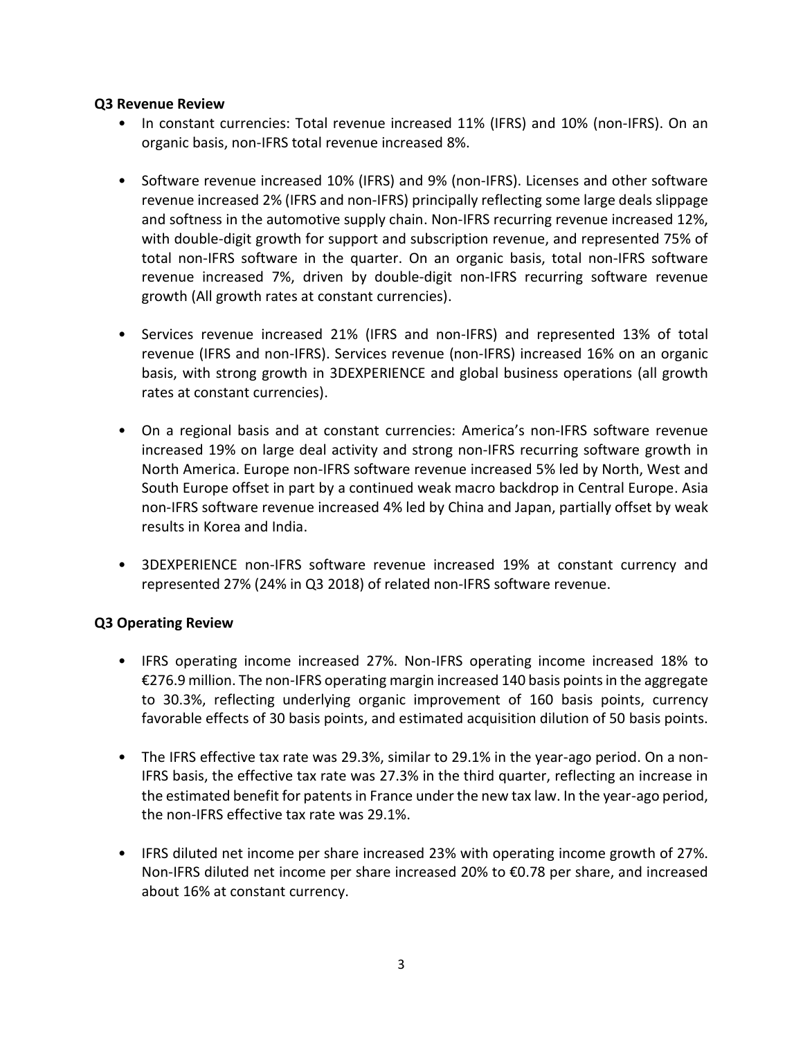**Q3 Revenue Review**

- In constant currencies: Total revenue increased 11% (IFRS) and 10% (non-IFRS). On an organic basis, non-IFRS total revenue increased 8%.

- Software revenue increased 10% (IFRS) and 9% (non-IFRS). Licenses and other software revenue increased 2% (IFRS and non-IFRS) principally reflecting some large deals slippage and softness in the automotive supply chain. Non-IFRS recurring revenue increased 12%, with double-digit growth for support and subscription revenue, and represented 75% of total non-IFRS software in the quarter. On an organic basis, total non-IFRS software revenue increased 7%, driven by double-digit non-IFRS recurring software revenue growth (All growth rates at constant currencies).

- Services revenue increased 21% (IFRS and non-IFRS) and represented 13% of total revenue (IFRS and non-IFRS). Services revenue (non-IFRS) increased 16% on an organic basis, with strong growth in 3DEXPERIENCE and global business operations (all growth rates at constant currencies).

- On a regional basis and at constant currencies: America's non-IFRS software revenue increased 19% on large deal activity and strong non-IFRS recurring software growth in North America. Europe non-IFRS software revenue increased 5% led by North, West and South Europe offset in part by a continued weak macro backdrop in Central Europe. Asia non-IFRS software revenue increased 4% led by China and Japan, partially offset by weak results in Korea and India.

- 3DEXPERIENCE non-IFRS software revenue increased 19% at constant currency and represented 27% (24% in Q3 2018) of related non-IFRS software revenue.

**Q3 Operating Review**

- IFRS operating income increased 27%. Non-IFRS operating income increased 18% to €276.9 million. The non-IFRS operating margin increased 140 basis points in the aggregate to 30.3%, reflecting underlying organic improvement of 160 basis points, currency favorable effects of 30 basis points, and estimated acquisition dilution of 50 basis points.

- The IFRS effective tax rate was 29.3%, similar to 29.1% in the year-ago period. On a non-IFRS basis, the effective tax rate was 27.3% in the third quarter, reflecting an increase in the estimated benefit for patents in France under the new tax law. In the year-ago period, the non-IFRS effective tax rate was 29.1%.

- IFRS diluted net income per share increased 23% with operating income growth of 27%. Non-IFRS diluted net income per share increased 20% to €0.78 per share, and increased about 16% at constant currency.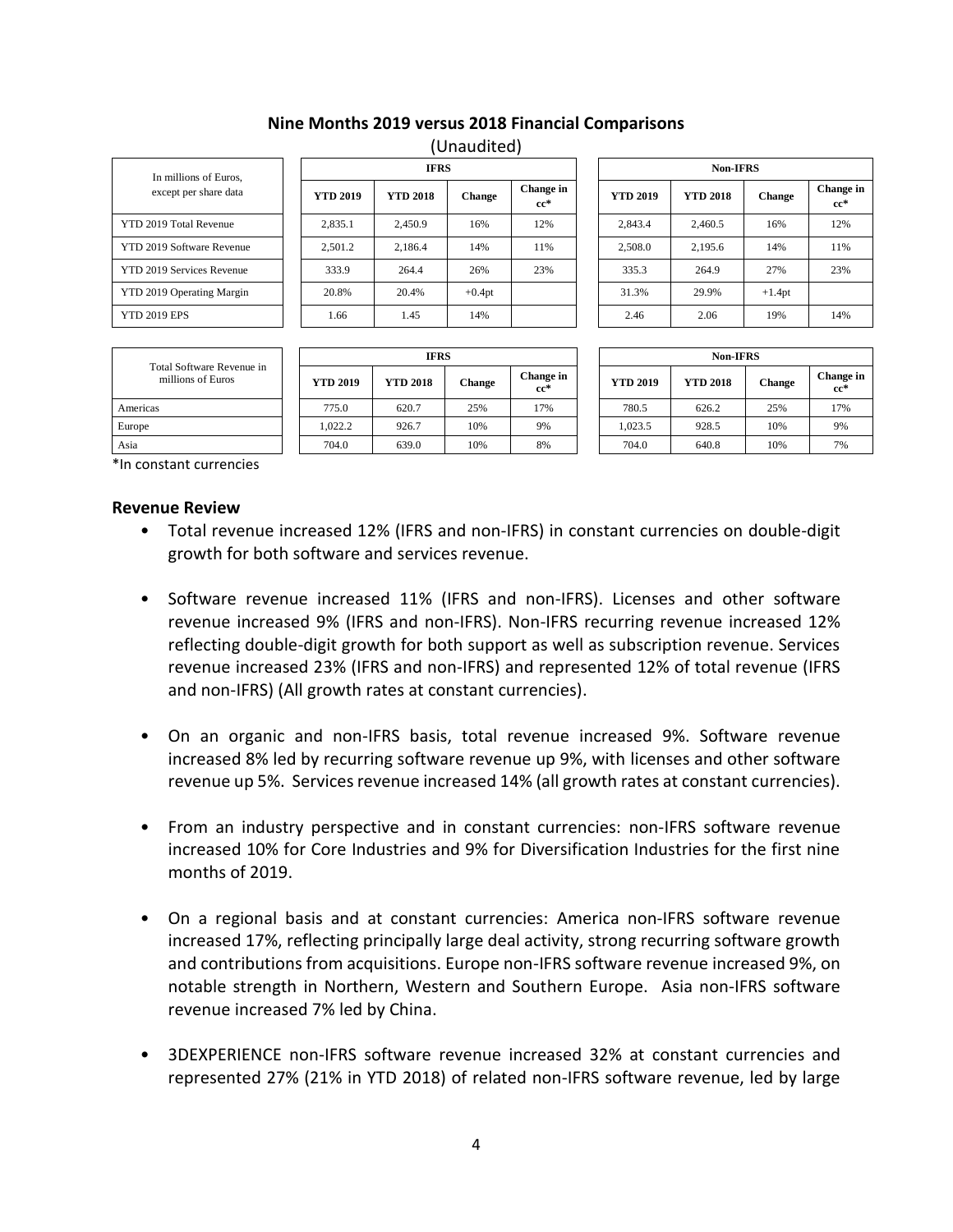## Nine Months 2019 versus 2018 Financial Comparisons

(Unaudited)

| In millions of Euros, except per share data | IFRS | | | | Non-IFRS | | | |
|---|---|---|---|---|---|---|---|---|
| | YTD 2019 | YTD 2018 | Change | Change in cc* | YTD 2019 | YTD 2018 | Change | Change in cc* |
| YTD 2019 Total Revenue | 2,835.1 | 2,450.9 | 16% | 12% | 2,843.4 | 2,460.5 | 16% | 12% |
| YTD 2019 Software Revenue | 2,501.2 | 2,186.4 | 14% | 11% | 2,508.0 | 2,195.6 | 14% | 11% |
| YTD 2019 Services Revenue | 333.9 | 264.4 | 26% | 23% | 335.3 | 264.9 | 27% | 23% |
| YTD 2019 Operating Margin | 20.8% | 20.4% | +0.4pt | | 31.3% | 29.9% | +1.4pt | |
| YTD 2019 EPS | 1.66 | 1.45 | 14% | | 2.46 | 2.06 | 19% | 14% |

| Total Software Revenue in millions of Euros | IFRS | | | | Non-IFRS | | | |
|---|---|---|---|---|---|---|---|---|
| | YTD 2019 | YTD 2018 | Change | Change in cc* | YTD 2019 | YTD 2018 | Change | Change in cc* |
| Americas | 775.0 | 620.7 | 25% | 17% | 780.5 | 626.2 | 25% | 17% |
| Europe | 1,022.2 | 926.7 | 10% | 9% | 1,023.5 | 928.5 | 10% | 9% |
| Asia | 704.0 | 639.0 | 10% | 8% | 704.0 | 640.8 | 10% | 7% |

*In constant currencies

### Revenue Review

- Total revenue increased 12% (IFRS and non-IFRS) in constant currencies on double-digit growth for both software and services revenue.
- Software revenue increased 11% (IFRS and non-IFRS). Licenses and other software revenue increased 9% (IFRS and non-IFRS). Non-IFRS recurring revenue increased 12% reflecting double-digit growth for both support as well as subscription revenue. Services revenue increased 23% (IFRS and non-IFRS) and represented 12% of total revenue (IFRS and non-IFRS) (All growth rates at constant currencies).
- On an organic and non-IFRS basis, total revenue increased 9%. Software revenue increased 8% led by recurring software revenue up 9%, with licenses and other software revenue up 5%. Services revenue increased 14% (all growth rates at constant currencies).
- From an industry perspective and in constant currencies: non-IFRS software revenue increased 10% for Core Industries and 9% for Diversification Industries for the first nine months of 2019.
- On a regional basis and at constant currencies: America non-IFRS software revenue increased 17%, reflecting principally large deal activity, strong recurring software growth and contributions from acquisitions. Europe non-IFRS software revenue increased 9%, on notable strength in Northern, Western and Southern Europe. Asia non-IFRS software revenue increased 7% led by China.
- 3DEXPERIENCE non-IFRS software revenue increased 32% at constant currencies and represented 27% (21% in YTD 2018) of related non-IFRS software revenue, led by large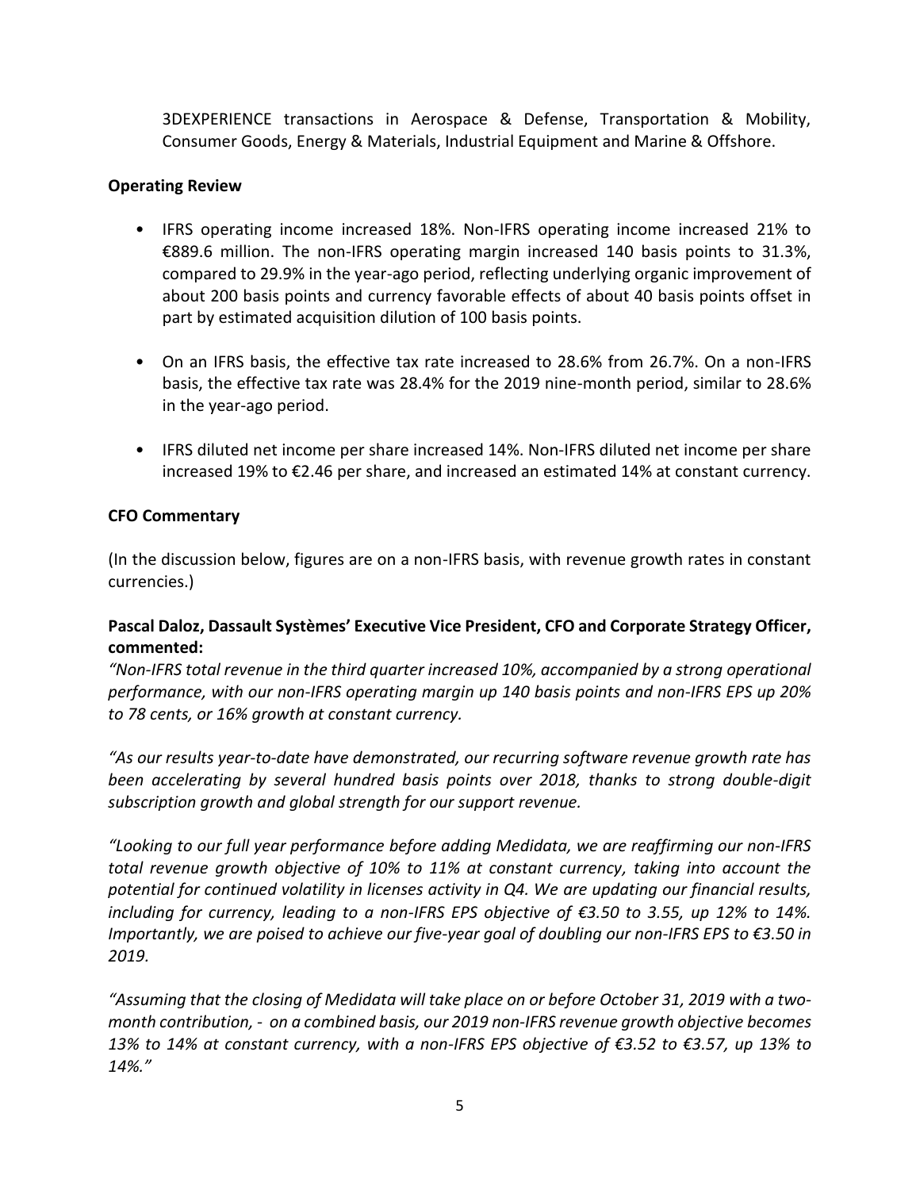3DEXPERIENCE transactions in Aerospace & Defense, Transportation & Mobility, Consumer Goods, Energy & Materials, Industrial Equipment and Marine & Offshore.

**Operating Review**

- IFRS operating income increased 18%. Non-IFRS operating income increased 21% to €889.6 million. The non-IFRS operating margin increased 140 basis points to 31.3%, compared to 29.9% in the year-ago period, reflecting underlying organic improvement of about 200 basis points and currency favorable effects of about 40 basis points offset in part by estimated acquisition dilution of 100 basis points.

- On an IFRS basis, the effective tax rate increased to 28.6% from 26.7%. On a non-IFRS basis, the effective tax rate was 28.4% for the 2019 nine-month period, similar to 28.6% in the year-ago period.

- IFRS diluted net income per share increased 14%. Non-IFRS diluted net income per share increased 19% to €2.46 per share, and increased an estimated 14% at constant currency.

**CFO Commentary**

(In the discussion below, figures are on a non-IFRS basis, with revenue growth rates in constant currencies.)

**Pascal Daloz, Dassault Systèmes' Executive Vice President, CFO and Corporate Strategy Officer, commented:**

*"Non-IFRS total revenue in the third quarter increased 10%, accompanied by a strong operational performance, with our non-IFRS operating margin up 140 basis points and non-IFRS EPS up 20% to 78 cents, or 16% growth at constant currency.*

*"As our results year-to-date have demonstrated, our recurring software revenue growth rate has been accelerating by several hundred basis points over 2018, thanks to strong double-digit subscription growth and global strength for our support revenue.*

*"Looking to our full year performance before adding Medidata, we are reaffirming our non-IFRS total revenue growth objective of 10% to 11% at constant currency, taking into account the potential for continued volatility in licenses activity in Q4. We are updating our financial results, including for currency, leading to a non-IFRS EPS objective of €3.50 to 3.55, up 12% to 14%. Importantly, we are poised to achieve our five-year goal of doubling our non-IFRS EPS to €3.50 in 2019.*

*"Assuming that the closing of Medidata will take place on or before October 31, 2019 with a two-month contribution, - on a combined basis, our 2019 non-IFRS revenue growth objective becomes 13% to 14% at constant currency, with a non-IFRS EPS objective of €3.52 to €3.57, up 13% to 14%."*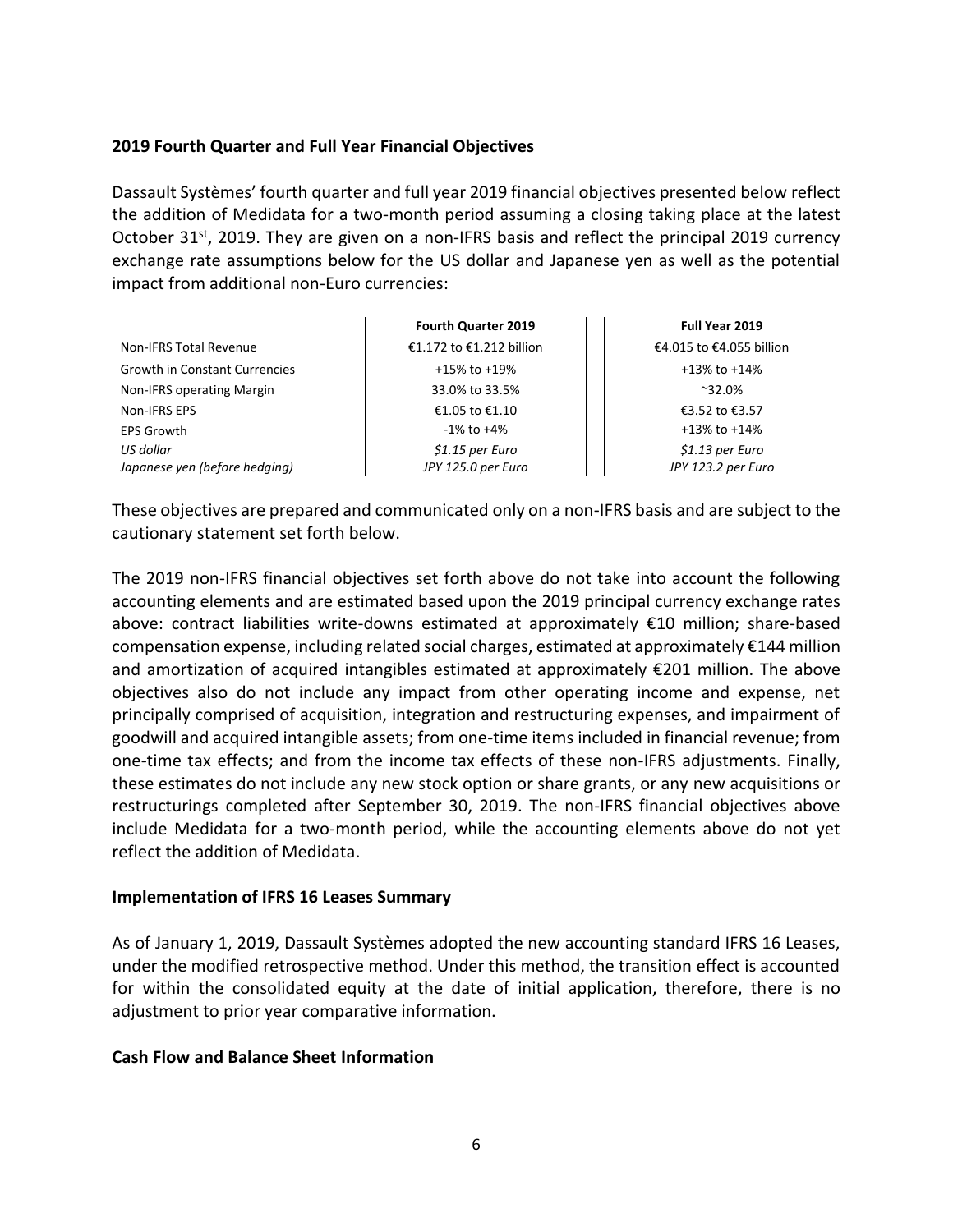**2019 Fourth Quarter and Full Year Financial Objectives**

Dassault Systèmes' fourth quarter and full year 2019 financial objectives presented below reflect the addition of Medidata for a two-month period assuming a closing taking place at the latest October 31st, 2019. They are given on a non-IFRS basis and reflect the principal 2019 currency exchange rate assumptions below for the US dollar and Japanese yen as well as the potential impact from additional non-Euro currencies:

| | **Fourth Quarter 2019** | **Full Year 2019** |
|---|---|---|
| Non-IFRS Total Revenue | €1.172 to €1.212 billion | €4.015 to €4.055 billion |
| Growth in Constant Currencies | +15% to +19% | +13% to +14% |
| Non-IFRS operating Margin | 33.0% to 33.5% | ~32.0% |
| Non-IFRS EPS | €1.05 to €1.10 | €3.52 to €3.57 |
| EPS Growth | -1% to +4% | +13% to +14% |
| *US dollar* | *$1.15 per Euro* | *$1.13 per Euro* |
| *Japanese yen (before hedging)* | *JPY 125.0 per Euro* | *JPY 123.2 per Euro* |

These objectives are prepared and communicated only on a non-IFRS basis and are subject to the cautionary statement set forth below.

The 2019 non-IFRS financial objectives set forth above do not take into account the following accounting elements and are estimated based upon the 2019 principal currency exchange rates above: contract liabilities write-downs estimated at approximately €10 million; share-based compensation expense, including related social charges, estimated at approximately €144 million and amortization of acquired intangibles estimated at approximately €201 million. The above objectives also do not include any impact from other operating income and expense, net principally comprised of acquisition, integration and restructuring expenses, and impairment of goodwill and acquired intangible assets; from one-time items included in financial revenue; from one-time tax effects; and from the income tax effects of these non-IFRS adjustments. Finally, these estimates do not include any new stock option or share grants, or any new acquisitions or restructurings completed after September 30, 2019. The non-IFRS financial objectives above include Medidata for a two-month period, while the accounting elements above do not yet reflect the addition of Medidata.

**Implementation of IFRS 16 Leases Summary**

As of January 1, 2019, Dassault Systèmes adopted the new accounting standard IFRS 16 Leases, under the modified retrospective method. Under this method, the transition effect is accounted for within the consolidated equity at the date of initial application, therefore, there is no adjustment to prior year comparative information.

**Cash Flow and Balance Sheet Information**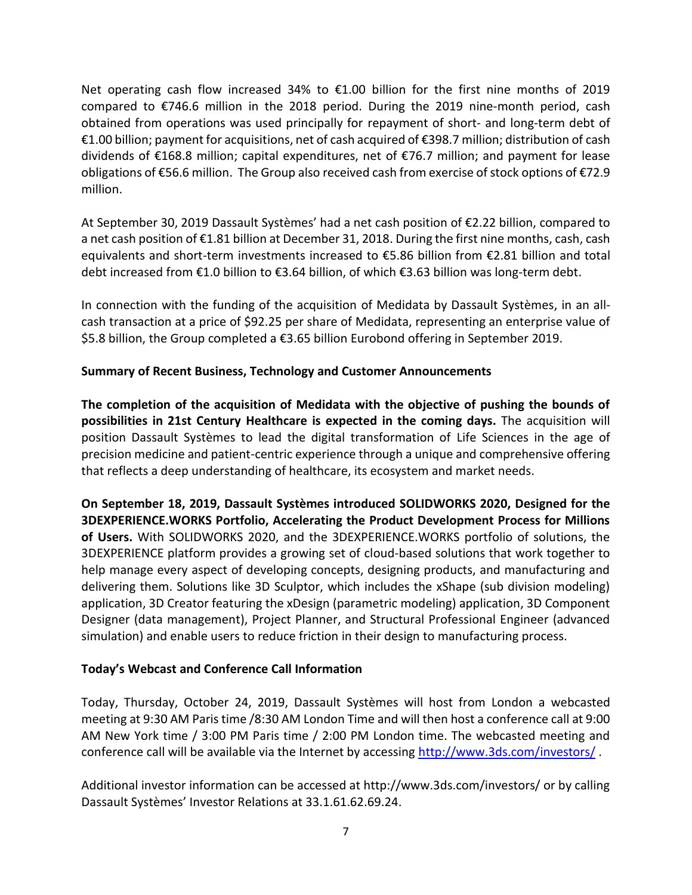Net operating cash flow increased 34% to €1.00 billion for the first nine months of 2019 compared to €746.6 million in the 2018 period. During the 2019 nine-month period, cash obtained from operations was used principally for repayment of short- and long-term debt of €1.00 billion; payment for acquisitions, net of cash acquired of €398.7 million; distribution of cash dividends of €168.8 million; capital expenditures, net of €76.7 million; and payment for lease obligations of €56.6 million. The Group also received cash from exercise of stock options of €72.9 million.

At September 30, 2019 Dassault Systèmes' had a net cash position of €2.22 billion, compared to a net cash position of €1.81 billion at December 31, 2018. During the first nine months, cash, cash equivalents and short-term investments increased to €5.86 billion from €2.81 billion and total debt increased from €1.0 billion to €3.64 billion, of which €3.63 billion was long-term debt.

In connection with the funding of the acquisition of Medidata by Dassault Systèmes, in an all-cash transaction at a price of $92.25 per share of Medidata, representing an enterprise value of $5.8 billion, the Group completed a €3.65 billion Eurobond offering in September 2019.

**Summary of Recent Business, Technology and Customer Announcements**

**The completion of the acquisition of Medidata with the objective of pushing the bounds of possibilities in 21st Century Healthcare is expected in the coming days.** The acquisition will position Dassault Systèmes to lead the digital transformation of Life Sciences in the age of precision medicine and patient-centric experience through a unique and comprehensive offering that reflects a deep understanding of healthcare, its ecosystem and market needs.

**On September 18, 2019, Dassault Systèmes introduced SOLIDWORKS 2020, Designed for the 3DEXPERIENCE.WORKS Portfolio, Accelerating the Product Development Process for Millions of Users.** With SOLIDWORKS 2020, and the 3DEXPERIENCE.WORKS portfolio of solutions, the 3DEXPERIENCE platform provides a growing set of cloud-based solutions that work together to help manage every aspect of developing concepts, designing products, and manufacturing and delivering them. Solutions like 3D Sculptor, which includes the xShape (sub division modeling) application, 3D Creator featuring the xDesign (parametric modeling) application, 3D Component Designer (data management), Project Planner, and Structural Professional Engineer (advanced simulation) and enable users to reduce friction in their design to manufacturing process.

**Today's Webcast and Conference Call Information**

Today, Thursday, October 24, 2019, Dassault Systèmes will host from London a webcasted meeting at 9:30 AM Paris time /8:30 AM London Time and will then host a conference call at 9:00 AM New York time / 3:00 PM Paris time / 2:00 PM London time. The webcasted meeting and conference call will be available via the Internet by accessing http://www.3ds.com/investors/ .

Additional investor information can be accessed at http://www.3ds.com/investors/ or by calling Dassault Systèmes' Investor Relations at 33.1.61.62.69.24.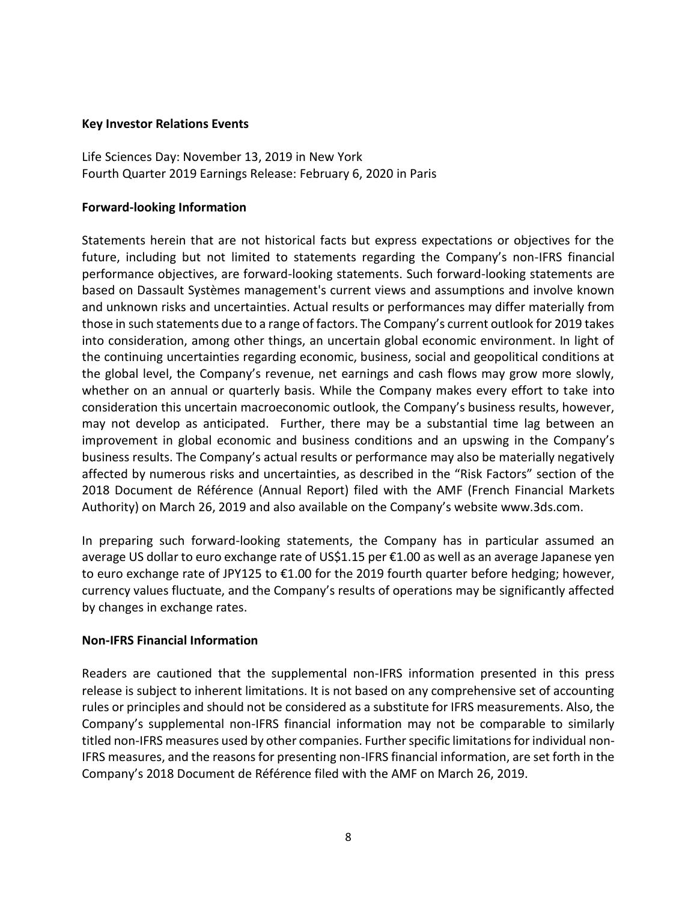**Key Investor Relations Events**

Life Sciences Day: November 13, 2019 in New York
Fourth Quarter 2019 Earnings Release: February 6, 2020 in Paris

**Forward-looking Information**

Statements herein that are not historical facts but express expectations or objectives for the future, including but not limited to statements regarding the Company's non-IFRS financial performance objectives, are forward-looking statements. Such forward-looking statements are based on Dassault Systèmes management's current views and assumptions and involve known and unknown risks and uncertainties. Actual results or performances may differ materially from those in such statements due to a range of factors. The Company's current outlook for 2019 takes into consideration, among other things, an uncertain global economic environment. In light of the continuing uncertainties regarding economic, business, social and geopolitical conditions at the global level, the Company's revenue, net earnings and cash flows may grow more slowly, whether on an annual or quarterly basis. While the Company makes every effort to take into consideration this uncertain macroeconomic outlook, the Company's business results, however, may not develop as anticipated. Further, there may be a substantial time lag between an improvement in global economic and business conditions and an upswing in the Company's business results. The Company's actual results or performance may also be materially negatively affected by numerous risks and uncertainties, as described in the "Risk Factors" section of the 2018 Document de Référence (Annual Report) filed with the AMF (French Financial Markets Authority) on March 26, 2019 and also available on the Company's website www.3ds.com.

In preparing such forward-looking statements, the Company has in particular assumed an average US dollar to euro exchange rate of US$1.15 per €1.00 as well as an average Japanese yen to euro exchange rate of JPY125 to €1.00 for the 2019 fourth quarter before hedging; however, currency values fluctuate, and the Company's results of operations may be significantly affected by changes in exchange rates.

**Non-IFRS Financial Information**

Readers are cautioned that the supplemental non-IFRS information presented in this press release is subject to inherent limitations. It is not based on any comprehensive set of accounting rules or principles and should not be considered as a substitute for IFRS measurements. Also, the Company's supplemental non-IFRS financial information may not be comparable to similarly titled non-IFRS measures used by other companies. Further specific limitations for individual non-IFRS measures, and the reasons for presenting non-IFRS financial information, are set forth in the Company's 2018 Document de Référence filed with the AMF on March 26, 2019.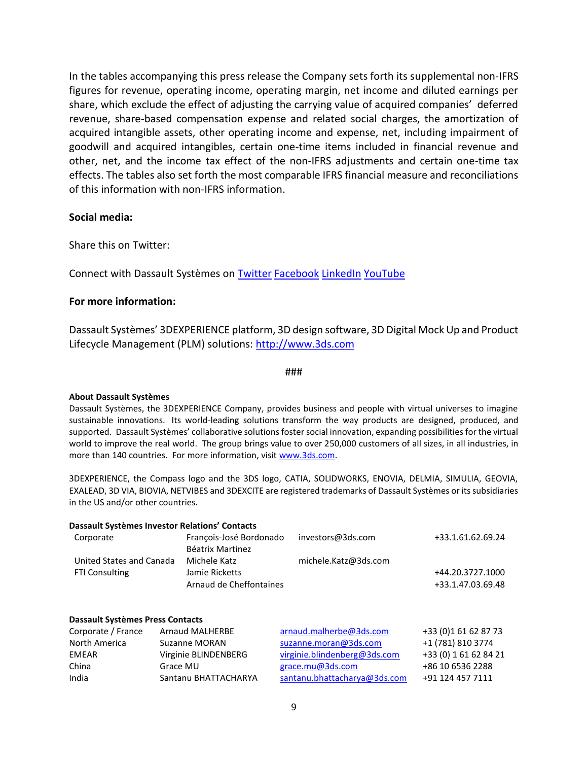In the tables accompanying this press release the Company sets forth its supplemental non-IFRS figures for revenue, operating income, operating margin, net income and diluted earnings per share, which exclude the effect of adjusting the carrying value of acquired companies' deferred revenue, share-based compensation expense and related social charges, the amortization of acquired intangible assets, other operating income and expense, net, including impairment of goodwill and acquired intangibles, certain one-time items included in financial revenue and other, net, and the income tax effect of the non-IFRS adjustments and certain one-time tax effects. The tables also set forth the most comparable IFRS financial measure and reconciliations of this information with non-IFRS information.

**Social media:**

Share this on Twitter:

Connect with Dassault Systèmes on Twitter Facebook LinkedIn YouTube

**For more information:**

Dassault Systèmes' 3DEXPERIENCE platform, 3D design software, 3D Digital Mock Up and Product Lifecycle Management (PLM) solutions: http://www.3ds.com

###

**About Dassault Systèmes**

Dassault Systèmes, the 3DEXPERIENCE Company, provides business and people with virtual universes to imagine sustainable innovations. Its world-leading solutions transform the way products are designed, produced, and supported. Dassault Systèmes' collaborative solutions foster social innovation, expanding possibilities for the virtual world to improve the real world. The group brings value to over 250,000 customers of all sizes, in all industries, in more than 140 countries. For more information, visit www.3ds.com.

3DEXPERIENCE, the Compass logo and the 3DS logo, CATIA, SOLIDWORKS, ENOVIA, DELMIA, SIMULIA, GEOVIA, EXALEAD, 3D VIA, BIOVIA, NETVIBES and 3DEXCITE are registered trademarks of Dassault Systèmes or its subsidiaries in the US and/or other countries.

**Dassault Systèmes Investor Relations' Contacts**

| | | | |
|---|---|---|---|
| Corporate | François-José Bordonado<br>Béatrix Martinez | investors@3ds.com | +33.1.61.62.69.24 |
| United States and Canada | Michele Katz | michele.Katz@3ds.com | |
| FTI Consulting | Jamie Ricketts<br>Arnaud de Cheffontaines | | +44.20.3727.1000<br>+33.1.47.03.69.48 |

**Dassault Systèmes Press Contacts**

| | | | |
|---|---|---|---|
| Corporate / France | Arnaud MALHERBE | arnaud.malherbe@3ds.com | +33 (0)1 61 62 87 73 |
| North America | Suzanne MORAN | suzanne.moran@3ds.com | +1 (781) 810 3774 |
| EMEAR | Virginie BLINDENBERG | virginie.blindenberg@3ds.com | +33 (0) 1 61 62 84 21 |
| China | Grace MU | grace.mu@3ds.com | +86 10 6536 2288 |
| India | Santanu BHATTACHARYA | santanu.bhattacharya@3ds.com | +91 124 457 7111 |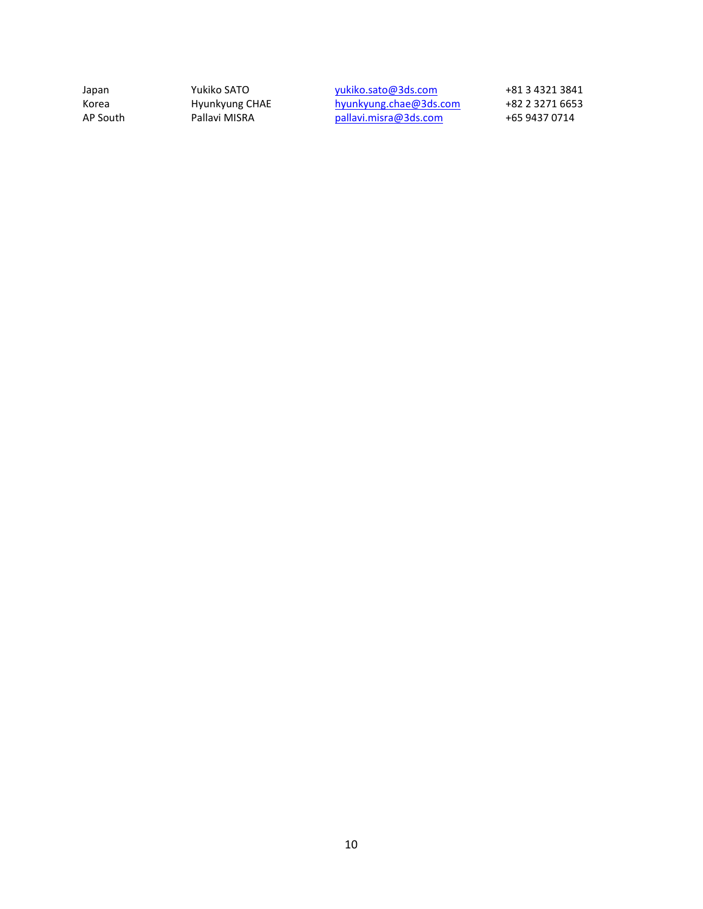| | | | |
|---|---|---|---|
| Japan | Yukiko SATO | yukiko.sato@3ds.com | +81 3 4321 3841 |
| Korea | Hyunkyung CHAE | hyunkyung.chae@3ds.com | +82 2 3271 6653 |
| AP South | Pallavi MISRA | pallavi.misra@3ds.com | +65 9437 0714 |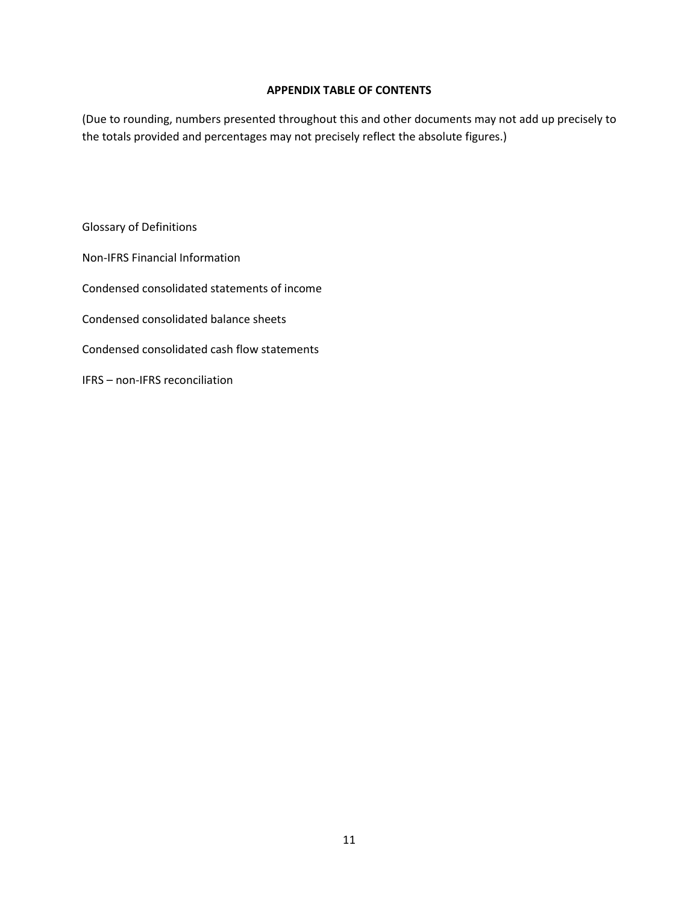## APPENDIX TABLE OF CONTENTS

(Due to rounding, numbers presented throughout this and other documents may not add up precisely to the totals provided and percentages may not precisely reflect the absolute figures.)

Glossary of Definitions

Non-IFRS Financial Information

Condensed consolidated statements of income

Condensed consolidated balance sheets

Condensed consolidated cash flow statements

IFRS – non-IFRS reconciliation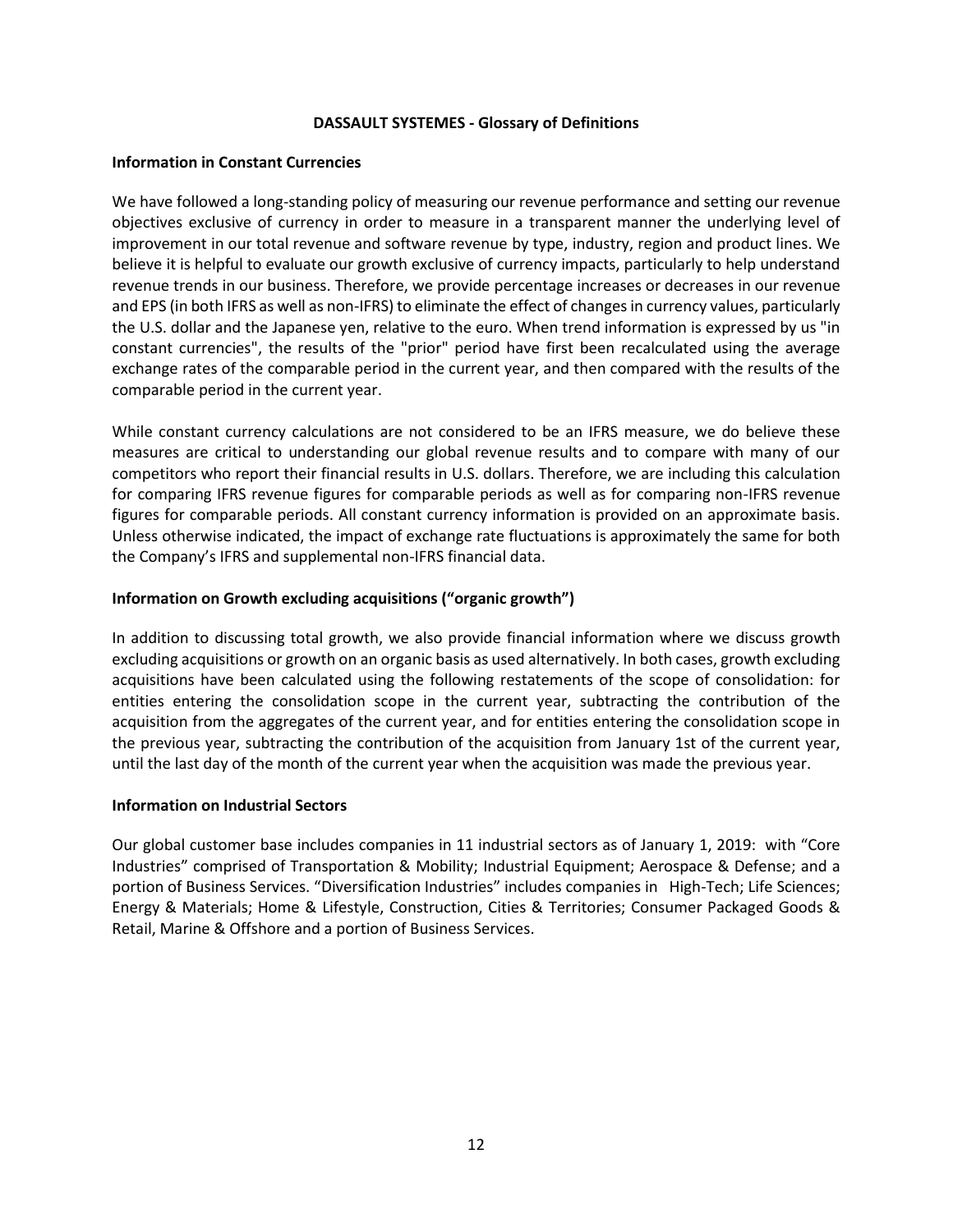# DASSAULT SYSTEMES - Glossary of Definitions

## Information in Constant Currencies

We have followed a long-standing policy of measuring our revenue performance and setting our revenue objectives exclusive of currency in order to measure in a transparent manner the underlying level of improvement in our total revenue and software revenue by type, industry, region and product lines. We believe it is helpful to evaluate our growth exclusive of currency impacts, particularly to help understand revenue trends in our business. Therefore, we provide percentage increases or decreases in our revenue and EPS (in both IFRS as well as non-IFRS) to eliminate the effect of changes in currency values, particularly the U.S. dollar and the Japanese yen, relative to the euro. When trend information is expressed by us "in constant currencies", the results of the "prior" period have first been recalculated using the average exchange rates of the comparable period in the current year, and then compared with the results of the comparable period in the current year.

While constant currency calculations are not considered to be an IFRS measure, we do believe these measures are critical to understanding our global revenue results and to compare with many of our competitors who report their financial results in U.S. dollars. Therefore, we are including this calculation for comparing IFRS revenue figures for comparable periods as well as for comparing non-IFRS revenue figures for comparable periods. All constant currency information is provided on an approximate basis. Unless otherwise indicated, the impact of exchange rate fluctuations is approximately the same for both the Company's IFRS and supplemental non-IFRS financial data.

## Information on Growth excluding acquisitions ("organic growth")

In addition to discussing total growth, we also provide financial information where we discuss growth excluding acquisitions or growth on an organic basis as used alternatively. In both cases, growth excluding acquisitions have been calculated using the following restatements of the scope of consolidation: for entities entering the consolidation scope in the current year, subtracting the contribution of the acquisition from the aggregates of the current year, and for entities entering the consolidation scope in the previous year, subtracting the contribution of the acquisition from January 1st of the current year, until the last day of the month of the current year when the acquisition was made the previous year.

## Information on Industrial Sectors

Our global customer base includes companies in 11 industrial sectors as of January 1, 2019: with "Core Industries" comprised of Transportation & Mobility; Industrial Equipment; Aerospace & Defense; and a portion of Business Services. "Diversification Industries" includes companies in High-Tech; Life Sciences; Energy & Materials; Home & Lifestyle, Construction, Cities & Territories; Consumer Packaged Goods & Retail, Marine & Offshore and a portion of Business Services.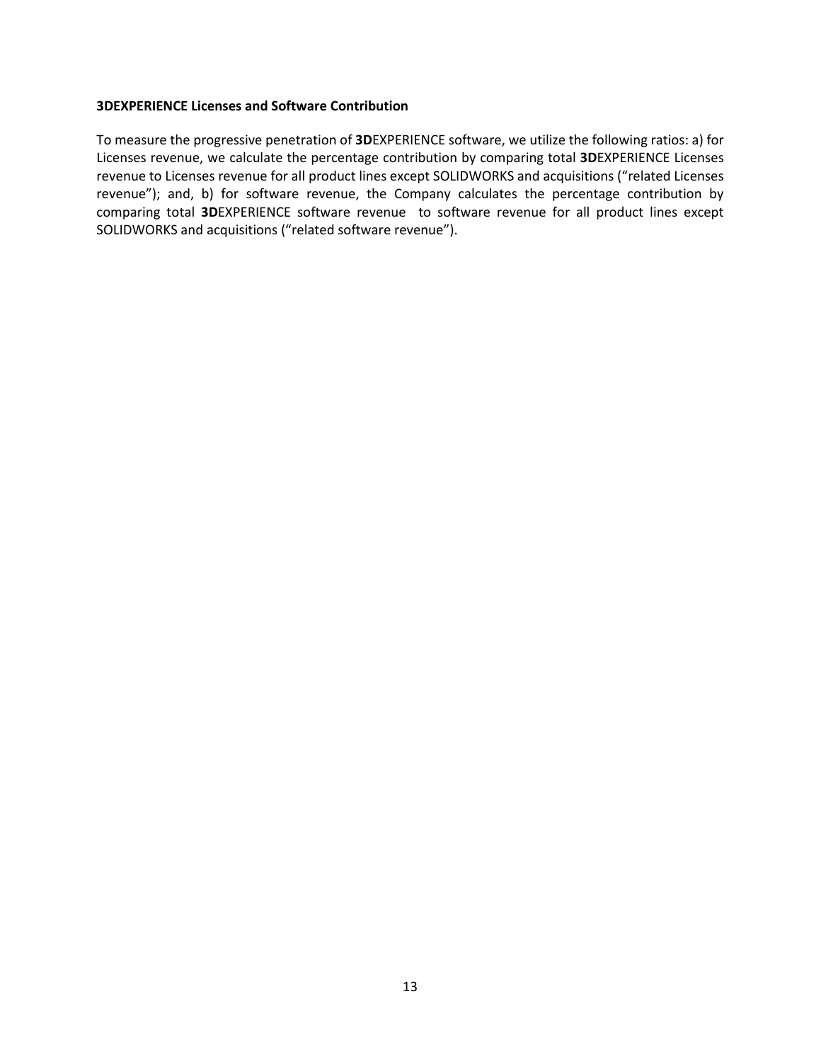**3DEXPERIENCE Licenses and Software Contribution**

To measure the progressive penetration of **3D**EXPERIENCE software, we utilize the following ratios: a) for Licenses revenue, we calculate the percentage contribution by comparing total **3D**EXPERIENCE Licenses revenue to Licenses revenue for all product lines except SOLIDWORKS and acquisitions ("related Licenses revenue"); and, b) for software revenue, the Company calculates the percentage contribution by comparing total **3D**EXPERIENCE software revenue to software revenue for all product lines except SOLIDWORKS and acquisitions ("related software revenue").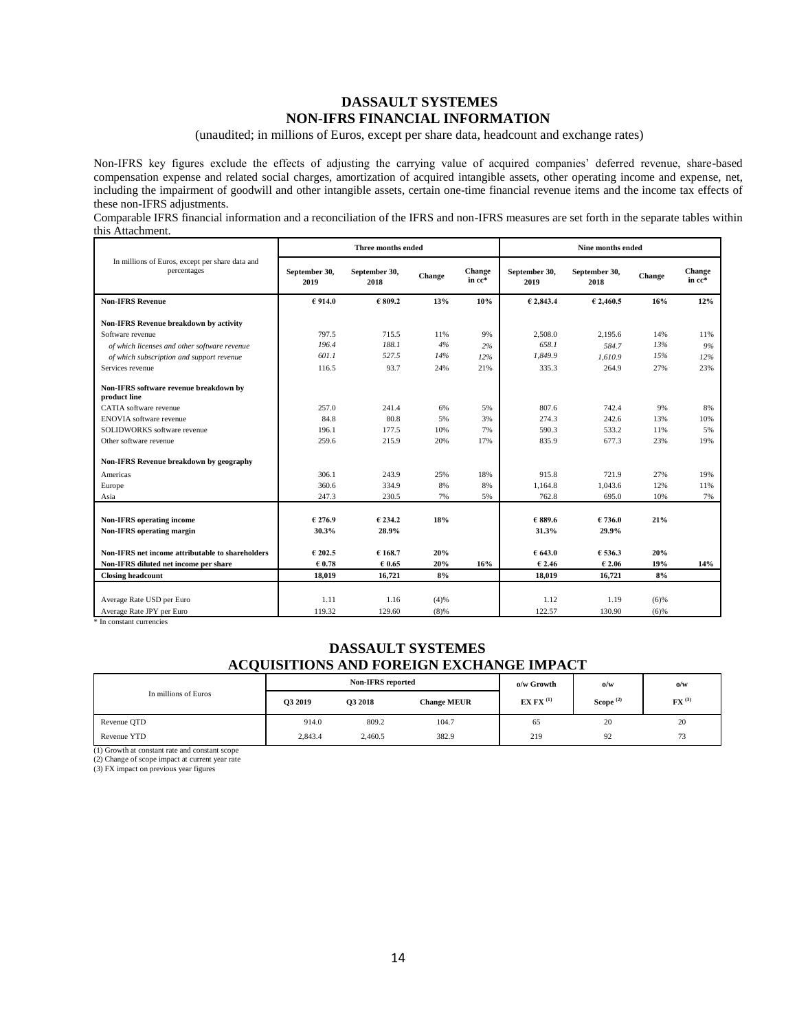# DASSAULT SYSTEMES
## NON-IFRS FINANCIAL INFORMATION

(unaudited; in millions of Euros, except per share data, headcount and exchange rates)

Non-IFRS key figures exclude the effects of adjusting the carrying value of acquired companies' deferred revenue, share-based compensation expense and related social charges, amortization of acquired intangible assets, other operating income and expense, net, including the impairment of goodwill and other intangible assets, certain one-time financial revenue items and the income tax effects of these non-IFRS adjustments.

Comparable IFRS financial information and a reconciliation of the IFRS and non-IFRS measures are set forth in the separate tables within this Attachment.

| In millions of Euros, except per share data and percentages | Three months ended | | | | Nine months ended | | | |
|---|---|---|---|---|---|---|---|---|
| | September 30, 2019 | September 30, 2018 | Change | Change in cc* | September 30, 2019 | September 30, 2018 | Change | Change in cc* |
| **Non-IFRS Revenue** | **€ 914.0** | **€ 809.2** | **13%** | **10%** | **€ 2,843.4** | **€ 2,460.5** | **16%** | **12%** |
| **Non-IFRS Revenue breakdown by activity** | | | | | | | | |
| Software revenue | 797.5 | 715.5 | 11% | 9% | 2,508.0 | 2,195.6 | 14% | 11% |
| *of which licenses and other software revenue* | *196.4* | *188.1* | *4%* | *2%* | *658.1* | *584.7* | *13%* | *9%* |
| *of which subscription and support revenue* | *601.1* | *527.5* | *14%* | *12%* | *1,849.9* | *1,610.9* | *15%* | *12%* |
| Services revenue | 116.5 | 93.7 | 24% | 21% | 335.3 | 264.9 | 27% | 23% |
| **Non-IFRS software revenue breakdown by product line** | | | | | | | | |
| CATIA software revenue | 257.0 | 241.4 | 6% | 5% | 807.6 | 742.4 | 9% | 8% |
| ENOVIA software revenue | 84.8 | 80.8 | 5% | 3% | 274.3 | 242.6 | 13% | 10% |
| SOLIDWORKS software revenue | 196.1 | 177.5 | 10% | 7% | 590.3 | 533.2 | 11% | 5% |
| Other software revenue | 259.6 | 215.9 | 20% | 17% | 835.9 | 677.3 | 23% | 19% |
| **Non-IFRS Revenue breakdown by geography** | | | | | | | | |
| Americas | 306.1 | 243.9 | 25% | 18% | 915.8 | 721.9 | 27% | 19% |
| Europe | 360.6 | 334.9 | 8% | 8% | 1,164.8 | 1,043.6 | 12% | 11% |
| Asia | 247.3 | 230.5 | 7% | 5% | 762.8 | 695.0 | 10% | 7% |
| **Non-IFRS operating income** | **€ 276.9** | **€ 234.2** | **18%** | | **€ 889.6** | **€ 736.0** | **21%** | |
| **Non-IFRS operating margin** | **30.3%** | **28.9%** | | | **31.3%** | **29.9%** | | |
| **Non-IFRS net income attributable to shareholders** | **€ 202.5** | **€ 168.7** | **20%** | | **€ 643.0** | **€ 536.3** | **20%** | |
| **Non-IFRS diluted net income per share** | **€ 0.78** | **€ 0.65** | **20%** | **16%** | **€ 2.46** | **€ 2.06** | **19%** | **14%** |
| **Closing headcount** | **18,019** | **16,721** | **8%** | | **18,019** | **16,721** | **8%** | |
| Average Rate USD per Euro | 1.11 | 1.16 | (4)% | | 1.12 | 1.19 | (6)% | |
| Average Rate JPY per Euro | 119.32 | 129.60 | (8)% | | 122.57 | 130.90 | (6)% | |

\* In constant currencies

# DASSAULT SYSTEMES
## ACQUISITIONS AND FOREIGN EXCHANGE IMPACT

| In millions of Euros | Non-IFRS reported | | | o/w Growth | o/w | o/w |
|---|---|---|---|---|---|---|
| | Q3 2019 | Q3 2018 | Change MEUR | EX FX [1] | Scope [2] | FX [3] |
| Revenue QTD | 914.0 | 809.2 | 104.7 | 65 | 20 | 20 |
| Revenue YTD | 2,843.4 | 2,460.5 | 382.9 | 219 | 92 | 73 |

(1) Growth at constant rate and constant scope
(2) Change of scope impact at current year rate
(3) FX impact on previous year figures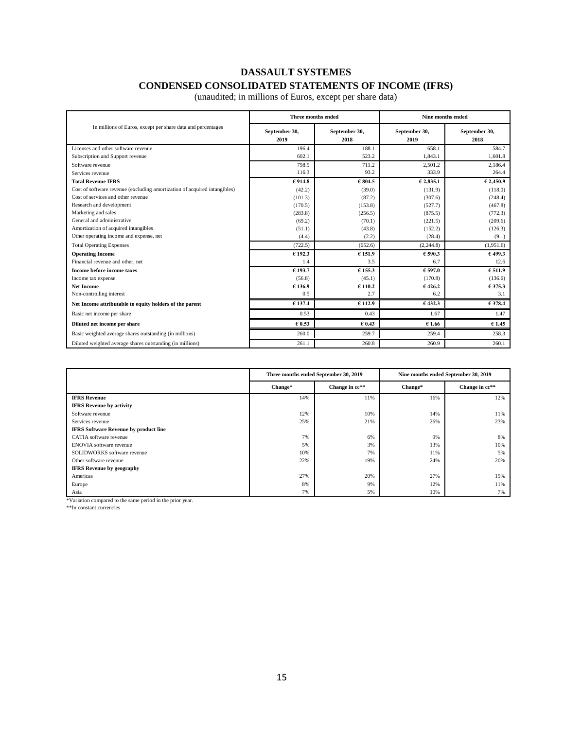# DASSAULT SYSTEMES

## CONDENSED CONSOLIDATED STATEMENTS OF INCOME (IFRS)

(unaudited; in millions of Euros, except per share data)

| In millions of Euros, except per share data and percentages | Three months ended | | Nine months ended | |
|---|---|---|---|---|
| | September 30, 2019 | September 30, 2018 | September 30, 2019 | September 30, 2018 |
| Licenses and other software revenue | 196.4 | 188.1 | 658.1 | 584.7 |
| Subscription and Support revenue | 602.1 | 523.2 | 1,843.1 | 1,601.8 |
| Software revenue | 798.5 | 711.2 | 2,501.2 | 2,186.4 |
| Services revenue | 116.3 | 93.2 | 333.9 | 264.4 |
| **Total Revenue IFRS** | **€ 914.8** | **€ 804.5** | **€ 2,835.1** | **€ 2,450.9** |
| Cost of software revenue (excluding amortization of acquired intangibles) | (42.2) | (39.0) | (131.9) | (118.0) |
| Cost of services and other revenue | (101.3) | (87.2) | (307.6) | (248.4) |
| Research and development | (170.5) | (153.8) | (527.7) | (467.8) |
| Marketing and sales | (283.8) | (256.5) | (875.5) | (772.3) |
| General and administrative | (69.2) | (70.1) | (221.5) | (209.6) |
| Amortization of acquired intangibles | (51.1) | (43.8) | (152.2) | (126.3) |
| Other operating income and expense, net | (4.4) | (2.2) | (28.4) | (9.1) |
| Total Operating Expenses | (722.5) | (652.6) | (2,244.8) | (1,951.6) |
| **Operating Income** | **€ 192.3** | **€ 151.9** | **€ 590.3** | **€ 499.3** |
| Financial revenue and other, net | 1.4 | 3.5 | 6.7 | 12.6 |
| **Income before income taxes** | **€ 193.7** | **€ 155.3** | **€ 597.0** | **€ 511.9** |
| Income tax expense | (56.8) | (45.1) | (170.8) | (136.6) |
| **Net Income** | **€ 136.9** | **€ 110.2** | **€ 426.2** | **€ 375.3** |
| Non-controlling interest | 0.5 | 2.7 | 6.2 | 3.1 |
| **Net Income attributable to equity holders of the parent** | **€ 137.4** | **€ 112.9** | **€ 432.3** | **€ 378.4** |
| Basic net income per share | 0.53 | 0.43 | 1.67 | 1.47 |
| **Diluted net income per share** | **€ 0.53** | **€ 0.43** | **€ 1.66** | **€ 1.45** |
| Basic weighted average shares outstanding (in millions) | 260.0 | 259.7 | 259.4 | 258.3 |
| Diluted weighted average shares outstanding (in millions) | 261.1 | 260.8 | 260.9 | 260.1 |

| | Three months ended September 30, 2019 | | Nine months ended September 30, 2019 | |
|---|---|---|---|---|
| | Change* | Change in cc** | Change* | Change in cc** |
| **IFRS Revenue** | 14% | 11% | 16% | 12% |
| **IFRS Revenue by activity** | | | | |
| Software revenue | 12% | 10% | 14% | 11% |
| Services revenue | 25% | 21% | 26% | 23% |
| **IFRS Software Revenue by product line** | | | | |
| CATIA software revenue | 7% | 6% | 9% | 8% |
| ENOVIA software revenue | 5% | 3% | 13% | 10% |
| SOLIDWORKS software revenue | 10% | 7% | 11% | 5% |
| Other software revenue | 22% | 19% | 24% | 20% |
| **IFRS Revenue by geography** | | | | |
| Americas | 27% | 20% | 27% | 19% |
| Europe | 8% | 9% | 12% | 11% |
| Asia | 7% | 5% | 10% | 7% |

*Variation compared to the same period in the prior year.

**In constant currencies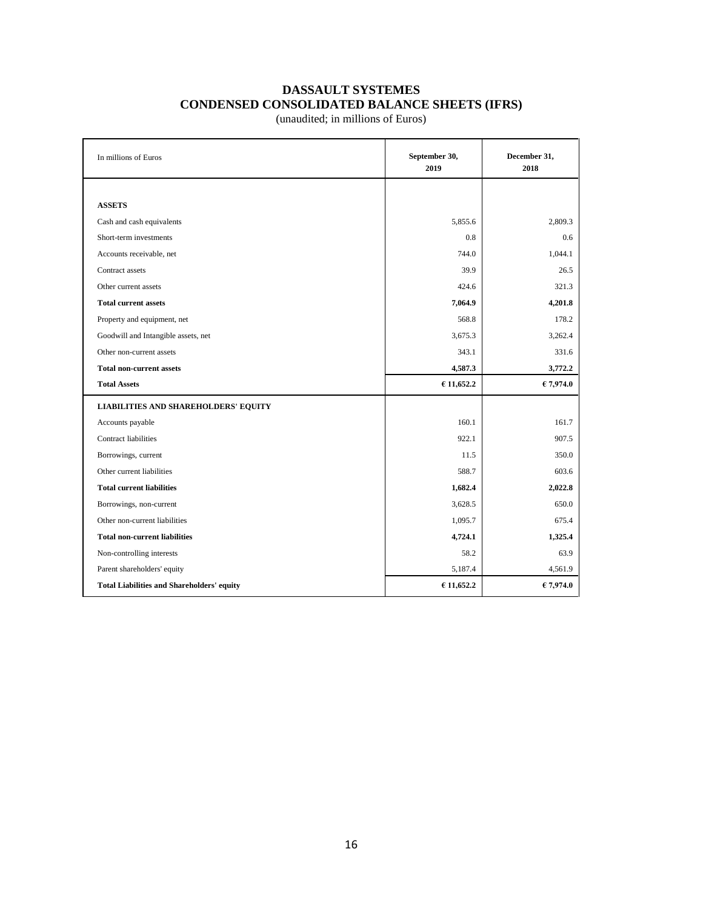# DASSAULT SYSTEMES
## CONDENSED CONSOLIDATED BALANCE SHEETS (IFRS)
(unaudited; in millions of Euros)

| In millions of Euros | September 30, 2019 | December 31, 2018 |
|---|---|---|
| **ASSETS** | | |
| Cash and cash equivalents | 5,855.6 | 2,809.3 |
| Short-term investments | 0.8 | 0.6 |
| Accounts receivable, net | 744.0 | 1,044.1 |
| Contract assets | 39.9 | 26.5 |
| Other current assets | 424.6 | 321.3 |
| **Total current assets** | **7,064.9** | **4,201.8** |
| Property and equipment, net | 568.8 | 178.2 |
| Goodwill and Intangible assets, net | 3,675.3 | 3,262.4 |
| Other non-current assets | 343.1 | 331.6 |
| **Total non-current assets** | **4,587.3** | **3,772.2** |
| **Total Assets** | **€ 11,652.2** | **€ 7,974.0** |
| **LIABILITIES AND SHAREHOLDERS' EQUITY** | | |
| Accounts payable | 160.1 | 161.7 |
| Contract liabilities | 922.1 | 907.5 |
| Borrowings, current | 11.5 | 350.0 |
| Other current liabilities | 588.7 | 603.6 |
| **Total current liabilities** | **1,682.4** | **2,022.8** |
| Borrowings, non-current | 3,628.5 | 650.0 |
| Other non-current liabilities | 1,095.7 | 675.4 |
| **Total non-current liabilities** | **4,724.1** | **1,325.4** |
| Non-controlling interests | 58.2 | 63.9 |
| Parent shareholders' equity | 5,187.4 | 4,561.9 |
| **Total Liabilities and Shareholders' equity** | **€ 11,652.2** | **€ 7,974.0** |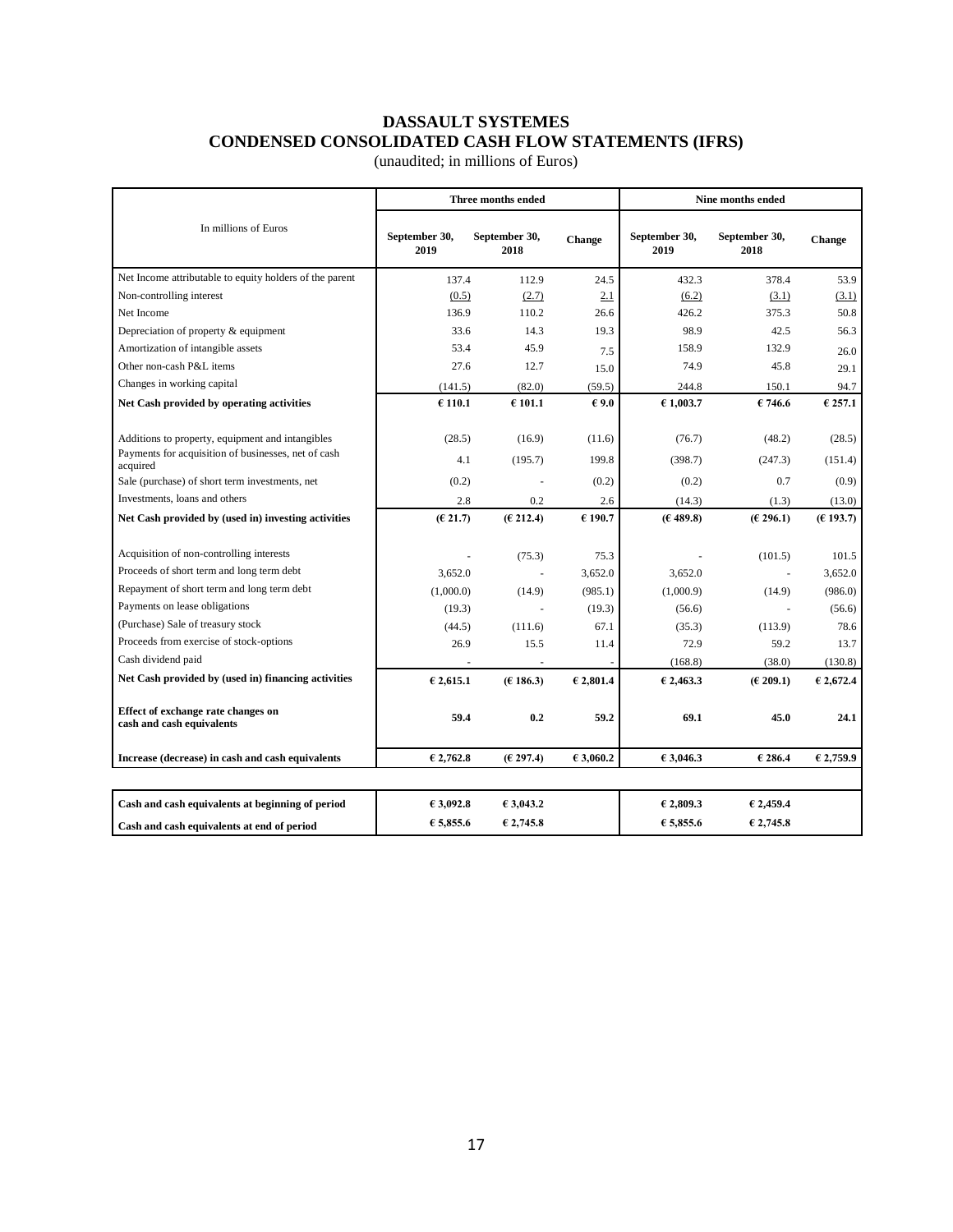# DASSAULT SYSTEMES
## CONDENSED CONSOLIDATED CASH FLOW STATEMENTS (IFRS)
(unaudited; in millions of Euros)

| In millions of Euros | Three months ended | | | Nine months ended | | |
|---|---|---|---|---|---|---|
| | September 30, 2019 | September 30, 2018 | Change | September 30, 2019 | September 30, 2018 | Change |
| Net Income attributable to equity holders of the parent | 137.4 | 112.9 | 24.5 | 432.3 | 378.4 | 53.9 |
| Non-controlling interest | (0.5) | (2.7) | 2.1 | (6.2) | (3.1) | (3.1) |
| Net Income | 136.9 | 110.2 | 26.6 | 426.2 | 375.3 | 50.8 |
| Depreciation of property & equipment | 33.6 | 14.3 | 19.3 | 98.9 | 42.5 | 56.3 |
| Amortization of intangible assets | 53.4 | 45.9 | 7.5 | 158.9 | 132.9 | 26.0 |
| Other non-cash P&L items | 27.6 | 12.7 | 15.0 | 74.9 | 45.8 | 29.1 |
| Changes in working capital | (141.5) | (82.0) | (59.5) | 244.8 | 150.1 | 94.7 |
| **Net Cash provided by operating activities** | **€ 110.1** | **€ 101.1** | **€ 9.0** | **€ 1,003.7** | **€ 746.6** | **€ 257.1** |
| | | | | | | |
| Additions to property, equipment and intangibles | (28.5) | (16.9) | (11.6) | (76.7) | (48.2) | (28.5) |
| Payments for acquisition of businesses, net of cash acquired | 4.1 | (195.7) | 199.8 | (398.7) | (247.3) | (151.4) |
| Sale (purchase) of short term investments, net | (0.2) | - | (0.2) | (0.2) | 0.7 | (0.9) |
| Investments, loans and others | 2.8 | 0.2 | 2.6 | (14.3) | (1.3) | (13.0) |
| **Net Cash provided by (used in) investing activities** | **(€ 21.7)** | **(€ 212.4)** | **€ 190.7** | **(€ 489.8)** | **(€ 296.1)** | **(€ 193.7)** |
| | | | | | | |
| Acquisition of non-controlling interests | - | (75.3) | 75.3 | - | (101.5) | 101.5 |
| Proceeds of short term and long term debt | 3,652.0 | - | 3,652.0 | 3,652.0 | - | 3,652.0 |
| Repayment of short term and long term debt | (1,000.0) | (14.9) | (985.1) | (1,000.9) | (14.9) | (986.0) |
| Payments on lease obligations | (19.3) | - | (19.3) | (56.6) | - | (56.6) |
| (Purchase) Sale of treasury stock | (44.5) | (111.6) | 67.1 | (35.3) | (113.9) | 78.6 |
| Proceeds from exercise of stock-options | 26.9 | 15.5 | 11.4 | 72.9 | 59.2 | 13.7 |
| Cash dividend paid | - | - | - | (168.8) | (38.0) | (130.8) |
| **Net Cash provided by (used in) financing activities** | **€ 2,615.1** | **(€ 186.3)** | **€ 2,801.4** | **€ 2,463.3** | **(€ 209.1)** | **€ 2,672.4** |
| | | | | | | |
| **Effect of exchange rate changes on cash and cash equivalents** | **59.4** | **0.2** | **59.2** | **69.1** | **45.0** | **24.1** |
| | | | | | | |
| **Increase (decrease) in cash and cash equivalents** | **€ 2,762.8** | **(€ 297.4)** | **€ 3,060.2** | **€ 3,046.3** | **€ 286.4** | **€ 2,759.9** |
| | | | | | | |
| **Cash and cash equivalents at beginning of period** | **€ 3,092.8** | **€ 3,043.2** | | **€ 2,809.3** | **€ 2,459.4** | |
| **Cash and cash equivalents at end of period** | **€ 5,855.6** | **€ 2,745.8** | | **€ 5,855.6** | **€ 2,745.8** | |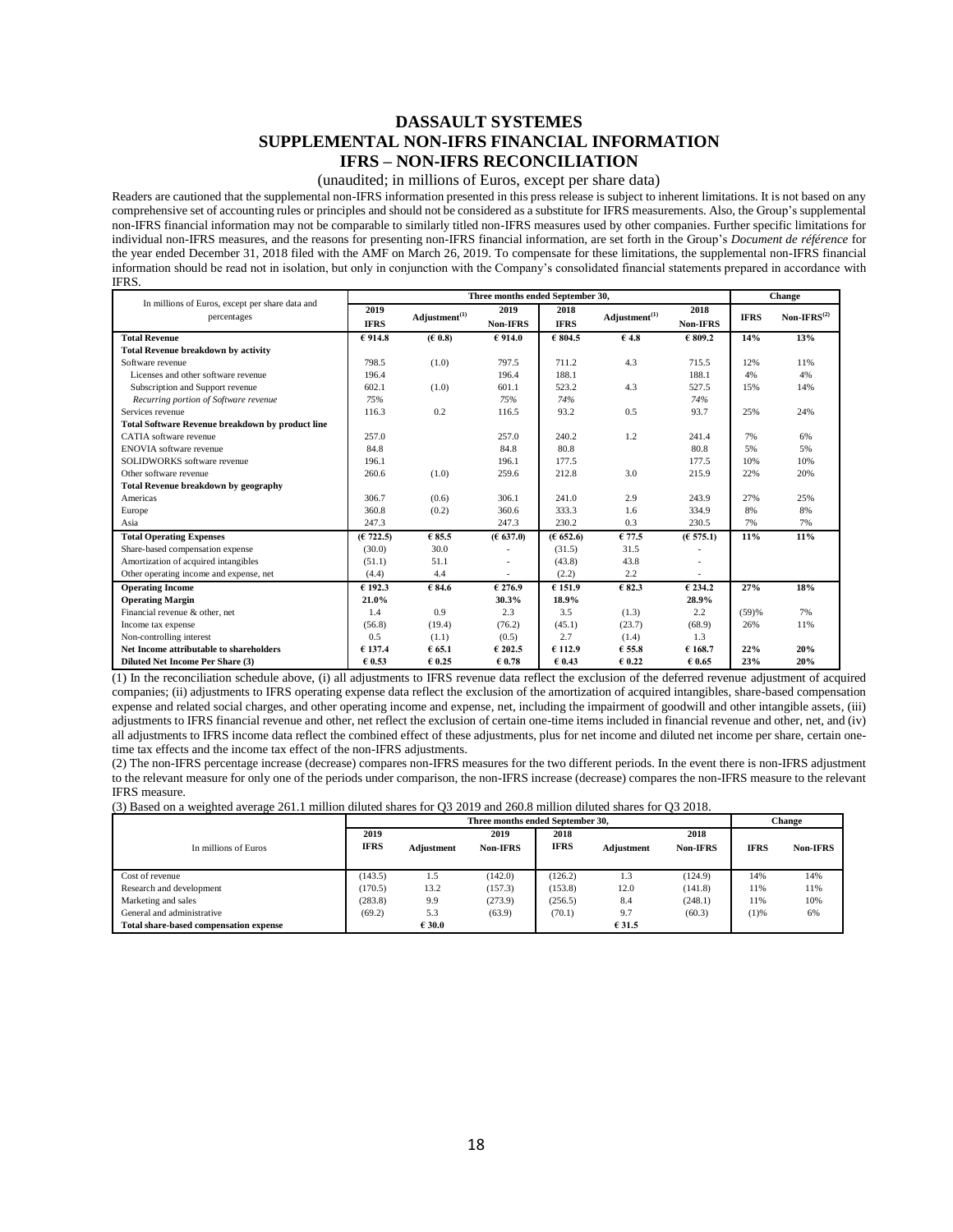# DASSAULT SYSTEMES
# SUPPLEMENTAL NON-IFRS FINANCIAL INFORMATION
# IFRS – NON-IFRS RECONCILIATION

(unaudited; in millions of Euros, except per share data)

Readers are cautioned that the supplemental non-IFRS information presented in this press release is subject to inherent limitations. It is not based on any comprehensive set of accounting rules or principles and should not be considered as a substitute for IFRS measurements. Also, the Group's supplemental non-IFRS financial information may not be comparable to similarly titled non-IFRS measures used by other companies. Further specific limitations for individual non-IFRS measures, and the reasons for presenting non-IFRS financial information, are set forth in the Group's *Document de référence* for the year ended December 31, 2018 filed with the AMF on March 26, 2019. To compensate for these limitations, the supplemental non-IFRS financial information should be read not in isolation, but only in conjunction with the Company's consolidated financial statements prepared in accordance with IFRS.

| In millions of Euros, except per share data and percentages | Three months ended September 30, | | | | | | Change | |
|---|---|---|---|---|---|---|---|---|
| | 2019 IFRS | Adjustment(1) | 2019 Non-IFRS | 2018 IFRS | Adjustment(1) | 2018 Non-IFRS | IFRS | Non-IFRS(2) |
| **Total Revenue** | **€ 914.8** | **(€ 0.8)** | **€ 914.0** | **€ 804.5** | **€ 4.8** | **€ 809.2** | **14%** | **13%** |
| **Total Revenue breakdown by activity** | | | | | | | | |
| Software revenue | 798.5 | (1.0) | 797.5 | 711.2 | 4.3 | 715.5 | 12% | 11% |
| Licenses and other software revenue | 196.4 | | 196.4 | 188.1 | | 188.1 | 4% | 4% |
| Subscription and Support revenue | 602.1 | (1.0) | 601.1 | 523.2 | 4.3 | 527.5 | 15% | 14% |
| *Recurring portion of Software revenue* | *75%* | | *75%* | *74%* | | *74%* | | |
| Services revenue | 116.3 | 0.2 | 116.5 | 93.2 | 0.5 | 93.7 | 25% | 24% |
| **Total Software Revenue breakdown by product line** | | | | | | | | |
| CATIA software revenue | 257.0 | | 257.0 | 240.2 | 1.2 | 241.4 | 7% | 6% |
| ENOVIA software revenue | 84.8 | | 84.8 | 80.8 | | 80.8 | 5% | 5% |
| SOLIDWORKS software revenue | 196.1 | | 196.1 | 177.5 | | 177.5 | 10% | 10% |
| Other software revenue | 260.6 | (1.0) | 259.6 | 212.8 | 3.0 | 215.9 | 22% | 20% |
| **Total Revenue breakdown by geography** | | | | | | | | |
| Americas | 306.7 | (0.6) | 306.1 | 241.0 | 2.9 | 243.9 | 27% | 25% |
| Europe | 360.8 | (0.2) | 360.6 | 333.3 | 1.6 | 334.9 | 8% | 8% |
| Asia | 247.3 | | 247.3 | 230.2 | 0.3 | 230.5 | 7% | 7% |
| **Total Operating Expenses** | **(€ 722.5)** | **€ 85.5** | **(€ 637.0)** | **(€ 652.6)** | **€ 77.5** | **(€ 575.1)** | **11%** | **11%** |
| Share-based compensation expense | (30.0) | 30.0 | - | (31.5) | 31.5 | - | | |
| Amortization of acquired intangibles | (51.1) | 51.1 | - | (43.8) | 43.8 | - | | |
| Other operating income and expense, net | (4.4) | 4.4 | - | (2.2) | 2.2 | - | | |
| **Operating Income** | **€ 192.3** | **€ 84.6** | **€ 276.9** | **€ 151.9** | **€ 82.3** | **€ 234.2** | **27%** | **18%** |
| **Operating Margin** | **21.0%** | | **30.3%** | **18.9%** | | **28.9%** | | |
| Financial revenue & other, net | 1.4 | 0.9 | 2.3 | 3.5 | (1.3) | 2.2 | (59)% | 7% |
| Income tax expense | (56.8) | (19.4) | (76.2) | (45.1) | (23.7) | (68.9) | 26% | 11% |
| Non-controlling interest | 0.5 | (1.1) | (0.5) | 2.7 | (1.4) | 1.3 | | |
| **Net Income attributable to shareholders** | **€ 137.4** | **€ 65.1** | **€ 202.5** | **€ 112.9** | **€ 55.8** | **€ 168.7** | **22%** | **20%** |
| **Diluted Net Income Per Share (3)** | **€ 0.53** | **€ 0.25** | **€ 0.78** | **€ 0.43** | **€ 0.22** | **€ 0.65** | **23%** | **20%** |

(1) In the reconciliation schedule above, (i) all adjustments to IFRS revenue data reflect the exclusion of the deferred revenue adjustment of acquired companies; (ii) adjustments to IFRS operating expense data reflect the exclusion of the amortization of acquired intangibles, share-based compensation expense and related social charges, and other operating income and expense, net, including the impairment of goodwill and other intangible assets, (iii) adjustments to IFRS financial revenue and other, net reflect the exclusion of certain one-time items included in financial revenue and other, net, and (iv) all adjustments to IFRS income data reflect the combined effect of these adjustments, plus for net income and diluted net income per share, certain one-time tax effects and the income tax effect of the non-IFRS adjustments.

(2) The non-IFRS percentage increase (decrease) compares non-IFRS measures for the two different periods. In the event there is non-IFRS adjustment to the relevant measure for only one of the periods under comparison, the non-IFRS increase (decrease) compares the non-IFRS measure to the relevant IFRS measure.

(3) Based on a weighted average 261.1 million diluted shares for Q3 2019 and 260.8 million diluted shares for Q3 2018.

| In millions of Euros | Three months ended September 30, | | | | | | Change | |
|---|---|---|---|---|---|---|---|---|
| | 2019 IFRS | Adjustment | 2019 Non-IFRS | 2018 IFRS | Adjustment | 2018 Non-IFRS | IFRS | Non-IFRS |
| Cost of revenue | (143.5) | 1.5 | (142.0) | (126.2) | 1.3 | (124.9) | 14% | 14% |
| Research and development | (170.5) | 13.2 | (157.3) | (153.8) | 12.0 | (141.8) | 11% | 11% |
| Marketing and sales | (283.8) | 9.9 | (273.9) | (256.5) | 8.4 | (248.1) | 11% | 10% |
| General and administrative | (69.2) | 5.3 | (63.9) | (70.1) | 9.7 | (60.3) | (1)% | 6% |
| **Total share-based compensation expense** | | **€ 30.0** | | | **€ 31.5** | | | |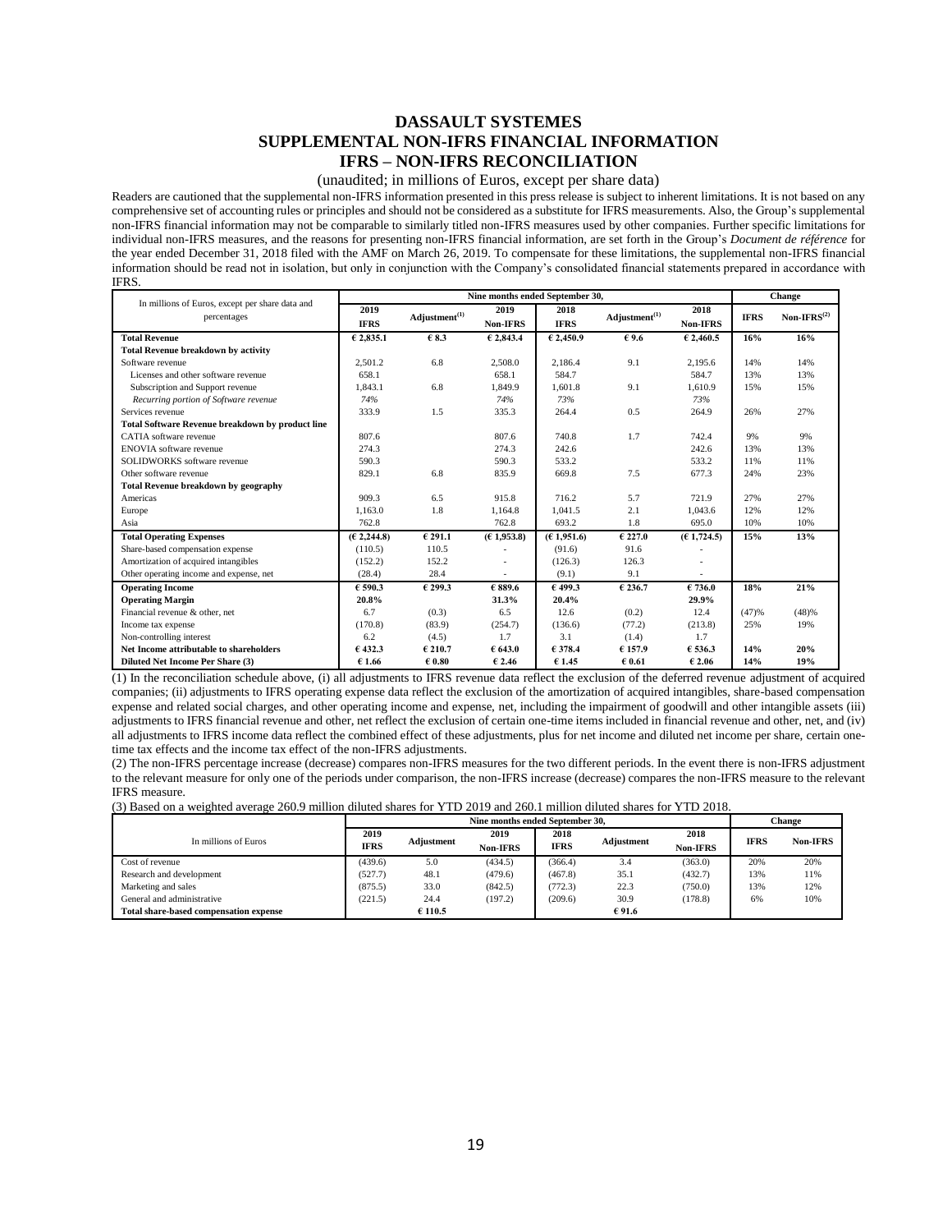# DASSAULT SYSTEMES
## SUPPLEMENTAL NON-IFRS FINANCIAL INFORMATION
## IFRS – NON-IFRS RECONCILIATION

(unaudited; in millions of Euros, except per share data)

Readers are cautioned that the supplemental non-IFRS information presented in this press release is subject to inherent limitations. It is not based on any comprehensive set of accounting rules or principles and should not be considered as a substitute for IFRS measurements. Also, the Group's supplemental non-IFRS financial information may not be comparable to similarly titled non-IFRS measures used by other companies. Further specific limitations for individual non-IFRS measures, and the reasons for presenting non-IFRS financial information, are set forth in the Group's *Document de référence* for the year ended December 31, 2018 filed with the AMF on March 26, 2019. To compensate for these limitations, the supplemental non-IFRS financial information should be read not in isolation, but only in conjunction with the Company's consolidated financial statements prepared in accordance with IFRS.

| In millions of Euros, except per share data and percentages | Nine months ended September 30, | | | | | | Change | |
|---|---|---|---|---|---|---|---|---|
| | 2019 IFRS | Adjustment(1) | 2019 Non-IFRS | 2018 IFRS | Adjustment(1) | 2018 Non-IFRS | IFRS | Non-IFRS(2) |
| **Total Revenue** | **€ 2,835.1** | **€ 8.3** | **€ 2,843.4** | **€ 2,450.9** | **€ 9.6** | **€ 2,460.5** | **16%** | **16%** |
| **Total Revenue breakdown by activity** | | | | | | | | |
| Software revenue | 2,501.2 | 6.8 | 2,508.0 | 2,186.4 | 9.1 | 2,195.6 | 14% | 14% |
| Licenses and other software revenue | 658.1 | | 658.1 | 584.7 | | 584.7 | 13% | 13% |
| Subscription and Support revenue | 1,843.1 | 6.8 | 1,849.9 | 1,601.8 | 9.1 | 1,610.9 | 15% | 15% |
| *Recurring portion of Software revenue* | *74%* | | *74%* | *73%* | | *73%* | | |
| Services revenue | 333.9 | 1.5 | 335.3 | 264.4 | 0.5 | 264.9 | 26% | 27% |
| **Total Software Revenue breakdown by product line** | | | | | | | | |
| CATIA software revenue | 807.6 | | 807.6 | 740.8 | 1.7 | 742.4 | 9% | 9% |
| ENOVIA software revenue | 274.3 | | 274.3 | 242.6 | | 242.6 | 13% | 13% |
| SOLIDWORKS software revenue | 590.3 | | 590.3 | 533.2 | | 533.2 | 11% | 11% |
| Other software revenue | 829.1 | 6.8 | 835.9 | 669.8 | 7.5 | 677.3 | 24% | 23% |
| **Total Revenue breakdown by geography** | | | | | | | | |
| Americas | 909.3 | 6.5 | 915.8 | 716.2 | 5.7 | 721.9 | 27% | 27% |
| Europe | 1,163.0 | 1.8 | 1,164.8 | 1,041.5 | 2.1 | 1,043.6 | 12% | 12% |
| Asia | 762.8 | | 762.8 | 693.2 | 1.8 | 695.0 | 10% | 10% |
| **Total Operating Expenses** | **(€ 2,244.8)** | **€ 291.1** | **(€ 1,953.8)** | **(€ 1,951.6)** | **€ 227.0** | **(€ 1,724.5)** | **15%** | **13%** |
| Share-based compensation expense | (110.5) | 110.5 | - | (91.6) | 91.6 | - | | |
| Amortization of acquired intangibles | (152.2) | 152.2 | - | (126.3) | 126.3 | - | | |
| Other operating income and expense, net | (28.4) | 28.4 | - | (9.1) | 9.1 | - | | |
| **Operating Income** | **€ 590.3** | **€ 299.3** | **€ 889.6** | **€ 499.3** | **€ 236.7** | **€ 736.0** | **18%** | **21%** |
| **Operating Margin** | **20.8%** | | **31.3%** | **20.4%** | | **29.9%** | | |
| Financial revenue & other, net | 6.7 | (0.3) | 6.5 | 12.6 | (0.2) | 12.4 | (47)% | (48)% |
| Income tax expense | (170.8) | (83.9) | (254.7) | (136.6) | (77.2) | (213.8) | 25% | 19% |
| Non-controlling interest | 6.2 | (4.5) | 1.7 | 3.1 | (1.4) | 1.7 | | |
| **Net Income attributable to shareholders** | **€ 432.3** | **€ 210.7** | **€ 643.0** | **€ 378.4** | **€ 157.9** | **€ 536.3** | **14%** | **20%** |
| **Diluted Net Income Per Share (3)** | **€ 1.66** | **€ 0.80** | **€ 2.46** | **€ 1.45** | **€ 0.61** | **€ 2.06** | **14%** | **19%** |

(1) In the reconciliation schedule above, (i) all adjustments to IFRS revenue data reflect the exclusion of the deferred revenue adjustment of acquired companies; (ii) adjustments to IFRS operating expense data reflect the exclusion of the amortization of acquired intangibles, share-based compensation expense and related social charges, and other operating income and expense, net, including the impairment of goodwill and other intangible assets (iii) adjustments to IFRS financial revenue and other, net reflect the exclusion of certain one-time items included in financial revenue and other, net, and (iv) all adjustments to IFRS income data reflect the combined effect of these adjustments, plus for net income and diluted net income per share, certain one-time tax effects and the income tax effect of the non-IFRS adjustments.

(2) The non-IFRS percentage increase (decrease) compares non-IFRS measures for the two different periods. In the event there is non-IFRS adjustment to the relevant measure for only one of the periods under comparison, the non-IFRS increase (decrease) compares the non-IFRS measure to the relevant IFRS measure.

(3) Based on a weighted average 260.9 million diluted shares for YTD 2019 and 260.1 million diluted shares for YTD 2018.

| In millions of Euros | Nine months ended September 30, | | | | | | Change | |
|---|---|---|---|---|---|---|---|---|
| | 2019 IFRS | Adjustment | 2019 Non-IFRS | 2018 IFRS | Adjustment | 2018 Non-IFRS | IFRS | Non-IFRS |
| Cost of revenue | (439.6) | 5.0 | (434.5) | (366.4) | 3.4 | (363.0) | 20% | 20% |
| Research and development | (527.7) | 48.1 | (479.6) | (467.8) | 35.1 | (432.7) | 13% | 11% |
| Marketing and sales | (875.5) | 33.0 | (842.5) | (772.3) | 22.3 | (750.0) | 13% | 12% |
| General and administrative | (221.5) | 24.4 | (197.2) | (209.6) | 30.9 | (178.8) | 6% | 10% |
| **Total share-based compensation expense** | | **€ 110.5** | | | **€ 91.6** | | | |